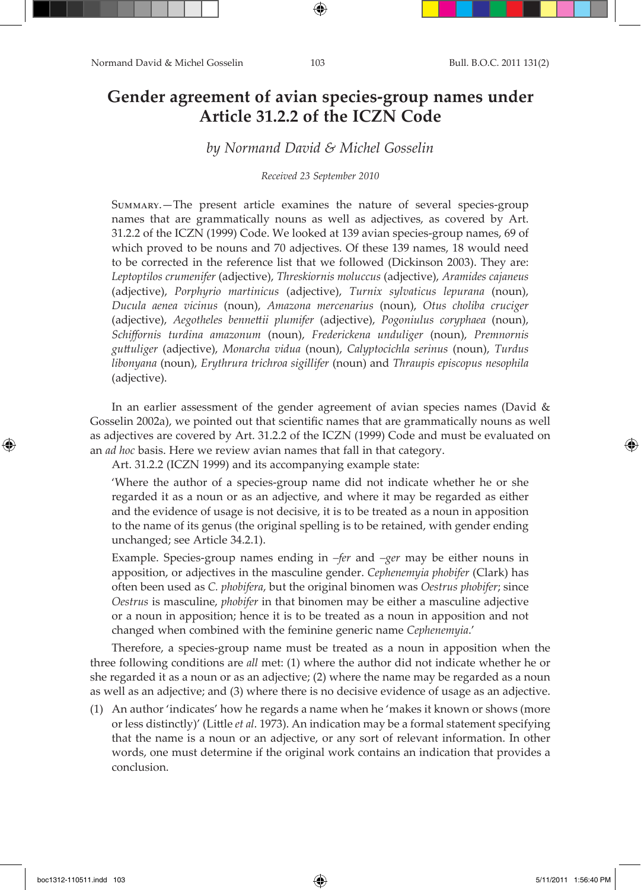# Gender agreement of avian species-group names under Article 31.2.2 of the ICZN Code

*by Normand David & Michel Gosselin*

*Received 23 September 2010*

Summary.—The present article examines the nature of several species-group names that are grammatically nouns as well as adjectives, as covered by Art. 31.2.2 of the ICZN (1999) Code. We looked at 139 avian species-group names, 69 of which proved to be nouns and 70 adjectives. Of these 139 names, 18 would need to be corrected in the reference list that we followed (Dickinson 2003). They are: *Leptoptilos crumenifer* (adjective), *Threskiornis moluccus* (adjective), *Aramides cajaneus* (adjective), *Porphyrio martinicus* (adjective), *Turnix sylvaticus lepurana* (noun), *Ducula aenea vicinus* (noun), *Amazona mercenarius* (noun), *Otus choliba cruciger* (adjective), *Aegotheles bennettii plumifer* (adjective), *Pogoniulus coryphaea* (noun), *Schiffornis turdina amazonum* (noun), *Frederickena unduliger* (noun), *Premnornis guttuliger* (adjective), *Monarcha vidua* (noun), *Calyptocichla serinus* (noun), *Turdus libonyana* (noun), *Erythrura trichroa sigillifer* (noun) and *Thraupis episcopus nesophila* (adjective).

In an earlier assessment of the gender agreement of avian species names (David & Gosselin 2002a), we pointed out that scientific names that are grammatically nouns as well as adjectives are covered by Art. 31.2.2 of the ICZN (1999) Code and must be evaluated on an *ad hoc* basis. Here we review avian names that fall in that category.

Art. 31.2.2 (ICZN 1999) and its accompanying example state:

> 'Where the author of a species-group name did not indicate whether he or she regarded it as a noun or as an adjective, and where it may be regarded as either and the evidence of usage is not decisive, it is to be treated as a noun in apposition to the name of its genus (the original spelling is to be retained, with gender ending unchanged; see Article 34.2.1).
>
> Example. Species-group names ending in *–fer* and *–ger* may be either nouns in apposition, or adjectives in the masculine gender. *Cephenemyia phobifer* (Clark) has often been used as *C. phobifera*, but the original binomen was *Oestrus phobifer*; since *Oestrus* is masculine, *phobifer* in that binomen may be either a masculine adjective or a noun in apposition; hence it is to be treated as a noun in apposition and not changed when combined with the feminine generic name *Cephenemyia*.'

Therefore, a species-group name must be treated as a noun in apposition when the three following conditions are *all* met: (1) where the author did not indicate whether he or she regarded it as a noun or as an adjective; (2) where the name may be regarded as a noun as well as an adjective; and (3) where there is no decisive evidence of usage as an adjective.

(1) An author 'indicates' how he regards a name when he 'makes it known or shows (more or less distinctly)' (Little *et al*. 1973). An indication may be a formal statement specifying that the name is a noun or an adjective, or any sort of relevant information. In other words, one must determine if the original work contains an indication that provides a conclusion.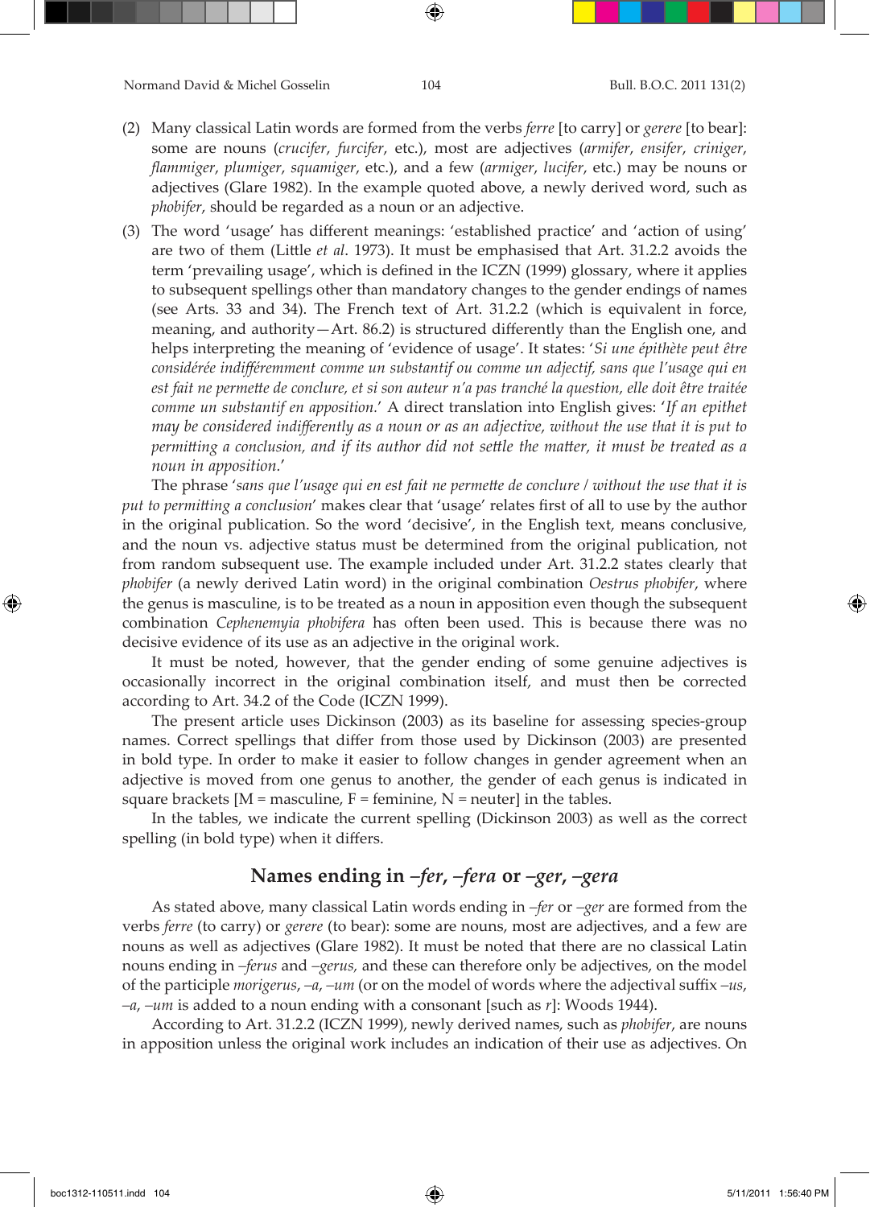(2) Many classical Latin words are formed from the verbs *ferre* [to carry] or *gerere* [to bear]: some are nouns (*crucifer*, *furcifer*, etc.), most are adjectives (*armifer*, *ensifer*, *criniger*, *flammiger*, *plumiger*, *squamiger*, etc.), and a few (*armiger*, *lucifer*, etc.) may be nouns or adjectives (Glare 1982). In the example quoted above, a newly derived word, such as *phobifer*, should be regarded as a noun or an adjective.

(3) The word 'usage' has different meanings: 'established practice' and 'action of using' are two of them (Little *et al*. 1973). It must be emphasised that Art. 31.2.2 avoids the term 'prevailing usage', which is defined in the ICZN (1999) glossary, where it applies to subsequent spellings other than mandatory changes to the gender endings of names (see Arts. 33 and 34). The French text of Art. 31.2.2 (which is equivalent in force, meaning, and authority—Art. 86.2) is structured differently than the English one, and helps interpreting the meaning of 'evidence of usage'. It states: '*Si une épithète peut être considérée indifféremment comme un substantif ou comme un adjectif, sans que l'usage qui en est fait ne permette de conclure, et si son auteur n'a pas tranché la question, elle doit être traitée comme un substantif en apposition.*' A direct translation into English gives: '*If an epithet may be considered indifferently as a noun or as an adjective, without the use that it is put to permitting a conclusion, and if its author did not settle the matter, it must be treated as a noun in apposition.*'

The phrase '*sans que l'usage qui en est fait ne permette de conclure* / *without the use that it is put to permitting a conclusion*' makes clear that 'usage' relates first of all to use by the author in the original publication. So the word 'decisive', in the English text, means conclusive, and the noun vs. adjective status must be determined from the original publication, not from random subsequent use. The example included under Art. 31.2.2 states clearly that *phobifer* (a newly derived Latin word) in the original combination *Oestrus phobifer*, where the genus is masculine, is to be treated as a noun in apposition even though the subsequent combination *Cephenemyia phobifera* has often been used. This is because there was no decisive evidence of its use as an adjective in the original work.

It must be noted, however, that the gender ending of some genuine adjectives is occasionally incorrect in the original combination itself, and must then be corrected according to Art. 34.2 of the Code (ICZN 1999).

The present article uses Dickinson (2003) as its baseline for assessing species-group names. Correct spellings that differ from those used by Dickinson (2003) are presented in bold type. In order to make it easier to follow changes in gender agreement when an adjective is moved from one genus to another, the gender of each genus is indicated in square brackets [M = masculine, F = feminine, N = neuter] in the tables.

In the tables, we indicate the current spelling (Dickinson 2003) as well as the correct spelling (in bold type) when it differs.

## Names ending in *–fer*, *–fera* or *–ger*, *–gera*

As stated above, many classical Latin words ending in *–fer* or *–ger* are formed from the verbs *ferre* (to carry) or *gerere* (to bear): some are nouns, most are adjectives, and a few are nouns as well as adjectives (Glare 1982). It must be noted that there are no classical Latin nouns ending in *–ferus* and *–gerus,* and these can therefore only be adjectives, on the model of the participle *morigerus*, *–a*, *–um* (or on the model of words where the adjectival suffix *–us*, *–a*, *–um* is added to a noun ending with a consonant [such as *r*]: Woods 1944).

According to Art. 31.2.2 (ICZN 1999), newly derived names, such as *phobifer*, are nouns in apposition unless the original work includes an indication of their use as adjectives. On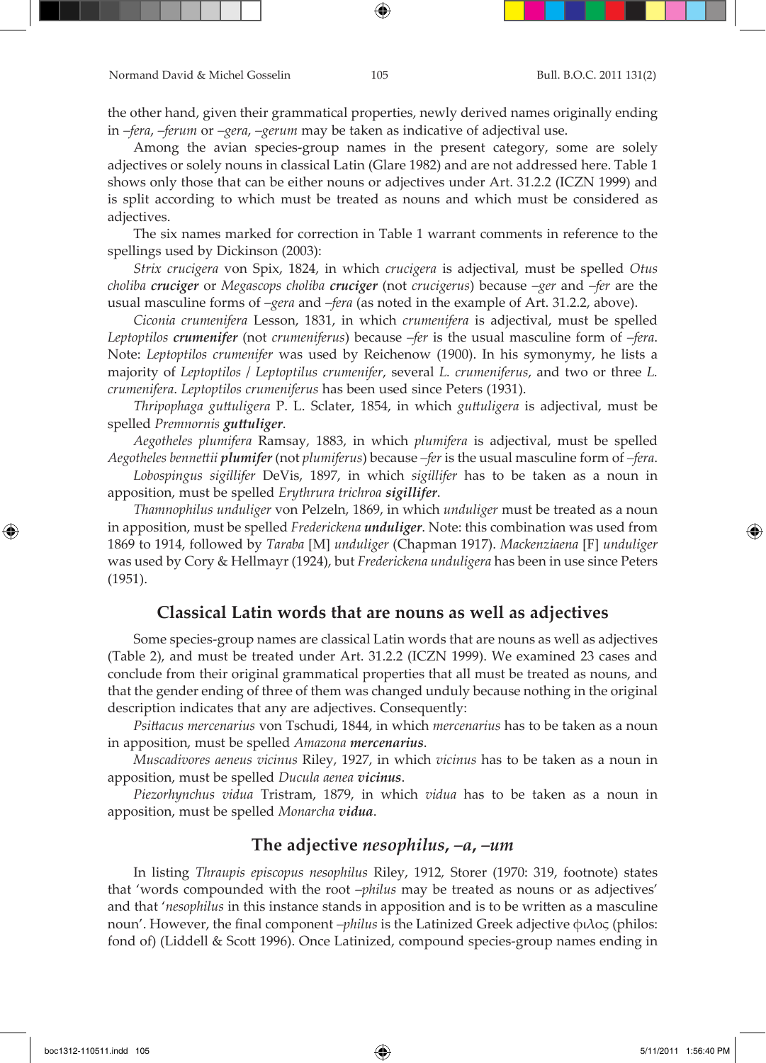the other hand, given their grammatical properties, newly derived names originally ending in *–fera*, *–ferum* or *–gera*, *–gerum* may be taken as indicative of adjectival use.

Among the avian species-group names in the present category, some are solely adjectives or solely nouns in classical Latin (Glare 1982) and are not addressed here. Table 1 shows only those that can be either nouns or adjectives under Art. 31.2.2 (ICZN 1999) and is split according to which must be treated as nouns and which must be considered as adjectives.

The six names marked for correction in Table 1 warrant comments in reference to the spellings used by Dickinson (2003):

*Strix crucigera* von Spix, 1824, in which *crucigera* is adjectival, must be spelled *Otus choliba* ***cruciger*** or *Megascops choliba* ***cruciger*** (not *crucigerus*) because *–ger* and *–fer* are the usual masculine forms of *–gera* and *–fera* (as noted in the example of Art. 31.2.2, above).

*Ciconia crumenifera* Lesson, 1831, in which *crumenifera* is adjectival, must be spelled *Leptoptilos* ***crumenifer*** (not *crumeniferus*) because *–fer* is the usual masculine form of *–fera*. Note: *Leptoptilos crumenifer* was used by Reichenow (1900). In his symonymy, he lists a majority of *Leptoptilos* / *Leptoptilus crumenifer*, several *L. crumeniferus*, and two or three *L. crumenifera*. *Leptoptilos crumeniferus* has been used since Peters (1931).

*Thripophaga gutturigera* P. L. Sclater, 1854, in which *gutturigera* is adjectival, must be spelled *Premnornis* ***gutturiger***.

*Aegotheles plumifera* Ramsay, 1883, in which *plumifera* is adjectival, must be spelled *Aegotheles bennettii* ***plumifer*** (not *plumiferus*) because *–fer* is the usual masculine form of *–fera*.

*Lobospingus sigillifer* DeVis, 1897, in which *sigillifer* has to be taken as a noun in apposition, must be spelled *Erythrura trichroa* ***sigillifer***.

*Thamnophilus unduliger* von Pelzeln, 1869, in which *unduliger* must be treated as a noun in apposition, must be spelled *Frederickena* ***unduliger***. Note: this combination was used from 1869 to 1914, followed by *Taraba* [M] *unduliger* (Chapman 1917). *Mackenziaena* [F] *unduliger* was used by Cory & Hellmayr (1924), but *Frederickena unduligera* has been in use since Peters (1951).

## Classical Latin words that are nouns as well as adjectives

Some species-group names are classical Latin words that are nouns as well as adjectives (Table 2), and must be treated under Art. 31.2.2 (ICZN 1999). We examined 23 cases and conclude from their original grammatical properties that all must be treated as nouns, and that the gender ending of three of them was changed unduly because nothing in the original description indicates that any are adjectives. Consequently:

*Psittacus mercenarius* von Tschudi, 1844, in which *mercenarius* has to be taken as a noun in apposition, must be spelled *Amazona* ***mercenarius***.

*Muscadivores aeneus vicinus* Riley, 1927, in which *vicinus* has to be taken as a noun in apposition, must be spelled *Ducula aenea* ***vicinus***.

*Piezorhynchus vidua* Tristram, 1879, in which *vidua* has to be taken as a noun in apposition, must be spelled *Monarcha* ***vidua***.

## The adjective *nesophilus*, *–a*, *–um*

In listing *Thraupis episcopus nesophilus* Riley, 1912, Storer (1970: 319, footnote) states that 'words compounded with the root *–philus* may be treated as nouns or as adjectives' and that '*nesophilus* in this instance stands in apposition and is to be written as a masculine noun'. However, the final component *–philus* is the Latinized Greek adjective φιλος (philos: fond of) (Liddell & Scott 1996). Once Latinized, compound species-group names ending in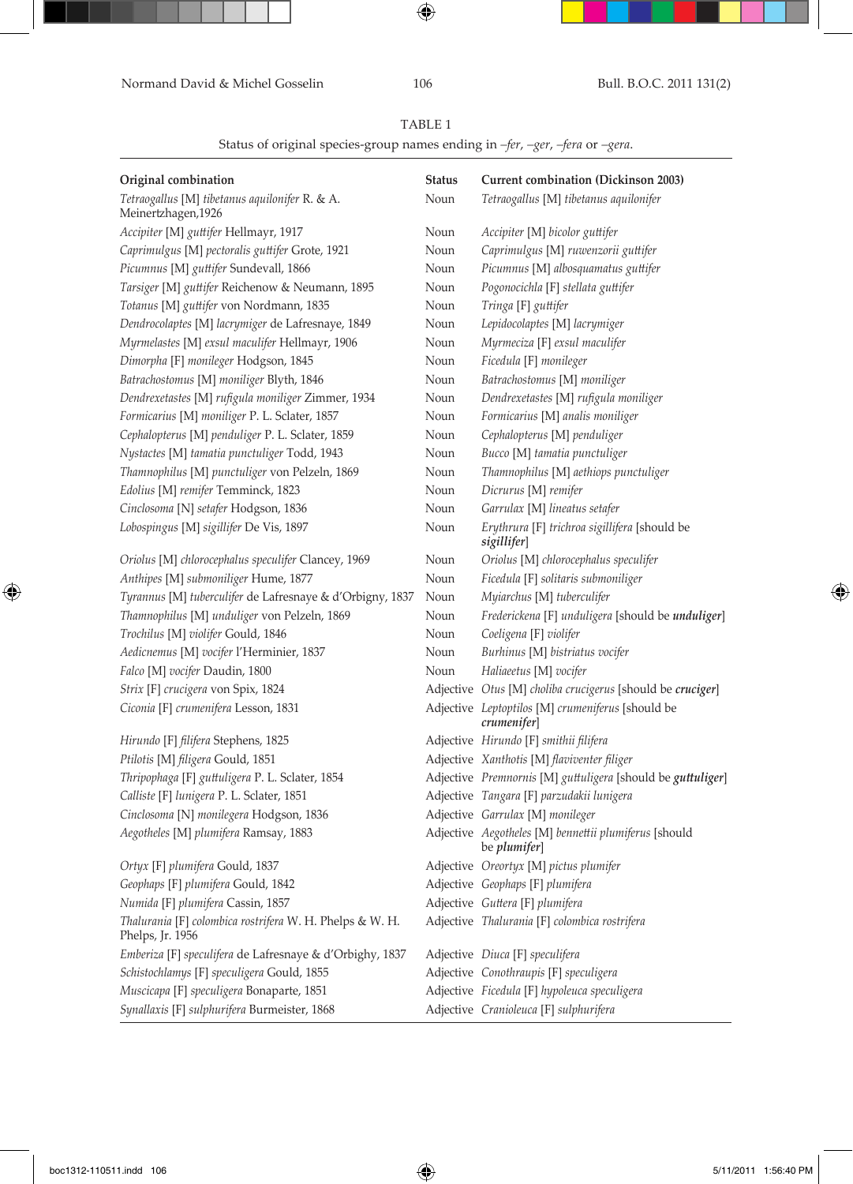TABLE 1

Status of original species-group names ending in *–fer*, *–ger*, *–fera* or *–gera*.

| Original combination | Status | Current combination (Dickinson 2003) |
|---|---|---|
| *Tetraogallus* [M] *tibetanus aquilonifer* R. & A. Meinertzhagen,1926 | Noun | *Tetraogallus* [M] *tibetanus aquilonifer* |
| *Accipiter* [M] *guttifer* Hellmayr, 1917 | Noun | *Accipiter* [M] *bicolor guttifer* |
| *Caprimulgus* [M] *pectoralis guttifer* Grote, 1921 | Noun | *Caprimulgus* [M] *ruwenzorii guttifer* |
| *Picumnus* [M] *guttifer* Sundevall, 1866 | Noun | *Picumnus* [M] *albosquamatus guttifer* |
| *Tarsiger* [M] *guttifer* Reichenow & Neumann, 1895 | Noun | *Pogonocichla* [F] *stellata guttifer* |
| *Totanus* [M] *guttifer* von Nordmann, 1835 | Noun | *Tringa* [F] *guttifer* |
| *Dendrocolaptes* [M] *lacrymiger* de Lafresnaye, 1849 | Noun | *Lepidocolaptes* [M] *lacrymiger* |
| *Myrmelastes* [M] *exsul maculifer* Hellmayr, 1906 | Noun | *Myrmeciza* [F] *exsul maculifer* |
| *Dimorpha* [F] *monileger* Hodgson, 1845 | Noun | *Ficedula* [F] *monileger* |
| *Batrachostomus* [M] *moniliger* Blyth, 1846 | Noun | *Batrachostomus* [M] *moniliger* |
| *Dendrexetastes* [M] *rufigula moniliger* Zimmer, 1934 | Noun | *Dendrexetastes* [M] *rufigula moniliger* |
| *Formicarius* [M] *moniliger* P. L. Sclater, 1857 | Noun | *Formicarius* [M] *analis moniliger* |
| *Cephalopterus* [M] *penduliger* P. L. Sclater, 1859 | Noun | *Cephalopterus* [M] *penduliger* |
| *Nystactes* [M] *tamatia punctuliger* Todd, 1943 | Noun | *Bucco* [M] *tamatia punctuliger* |
| *Thamnophilus* [M] *punctuliger* von Pelzeln, 1869 | Noun | *Thamnophilus* [M] *aethiops punctuliger* |
| *Edolius* [M] *remifer* Temminck, 1823 | Noun | *Dicrurus* [M] *remifer* |
| *Cinclosoma* [N] *setafer* Hodgson, 1836 | Noun | *Garrulax* [M] *lineatus setafer* |
| *Lobospingus* [M] *sigillifer* De Vis, 1897 | Noun | *Erythrura* [F] *trichroa sigillifera* [should be ***sigillifer***] |
| *Oriolus* [M] *chlorocephalus speculifer* Clancey, 1969 | Noun | *Oriolus* [M] *chlorocephalus speculifer* |
| *Anthipes* [M] *submoniliger* Hume, 1877 | Noun | *Ficedula* [F] *solitaris submoniliger* |
| *Tyrannus* [M] *tuberculifer* de Lafresnaye & d'Orbigny, 1837 | Noun | *Myiarchus* [M] *tuberculifer* |
| *Thamnophilus* [M] *unduliger* von Pelzeln, 1869 | Noun | *Frederickena* [F] *unduligera* [should be ***unduliger***] |
| *Trochilus* [M] *violifer* Gould, 1846 | Noun | *Coeligena* [F] *violifer* |
| *Aedicnemus* [M] *vocifer* l'Herminier, 1837 | Noun | *Burhinus* [M] *bistriatus vocifer* |
| *Falco* [M] *vocifer* Daudin, 1800 | Noun | *Haliaeetus* [M] *vocifer* |
| *Strix* [F] *crucigera* von Spix, 1824 | Adjective | *Otus* [M] *choliba crucigerus* [should be ***cruciger***] |
| *Ciconia* [F] *crumenifera* Lesson, 1831 | Adjective | *Leptoptilos* [M] *crumeniferus* [should be ***crumenifer***] |
| *Hirundo* [F] *filifera* Stephens, 1825 | Adjective | *Hirundo* [F] *smithii filifera* |
| *Ptilotis* [M] *filigera* Gould, 1851 | Adjective | *Xanthotis* [M] *flaviventer filiger* |
| *Thripophaga* [F] *gutturigera* P. L. Sclater, 1854 | Adjective | *Premnornis* [M] *guttuligera* [should be ***guttuliger***] |
| *Calliste* [F] *lunigera* P. L. Sclater, 1851 | Adjective | *Tangara* [F] *parzudakii lunigera* |
| *Cinclosoma* [N] *monilegera* Hodgson, 1836 | Adjective | *Garrulax* [M] *monileger* |
| *Aegotheles* [M] *plumifera* Ramsay, 1883 | Adjective | *Aegotheles* [M] *bennettii plumiferus* [should be ***plumifer***] |
| *Ortyx* [F] *plumifera* Gould, 1837 | Adjective | *Oreortyx* [M] *pictus plumifer* |
| *Geophaps* [F] *plumifera* Gould, 1842 | Adjective | *Geophaps* [F] *plumifera* |
| *Numida* [F] *plumifera* Cassin, 1857 | Adjective | *Guttera* [F] *plumifera* |
| *Thalurania* [F] *colombica rostrifera* W. H. Phelps & W. H. Phelps, Jr. 1956 | Adjective | *Thalurania* [F] *colombica rostrifera* |
| *Emberiza* [F] *speculifera* de Lafresnaye & d'Orbighy, 1837 | Adjective | *Diuca* [F] *speculifera* |
| *Schistochlamys* [F] *speculigera* Gould, 1855 | Adjective | *Conothraupis* [F] *speculigera* |
| *Muscicapa* [F] *speculigera* Bonaparte, 1851 | Adjective | *Ficedula* [F] *hypoleuca speculigera* |
| *Synallaxis* [F] *sulphurifera* Burmeister, 1868 | Adjective | *Cranioleuca* [F] *sulphurifera* |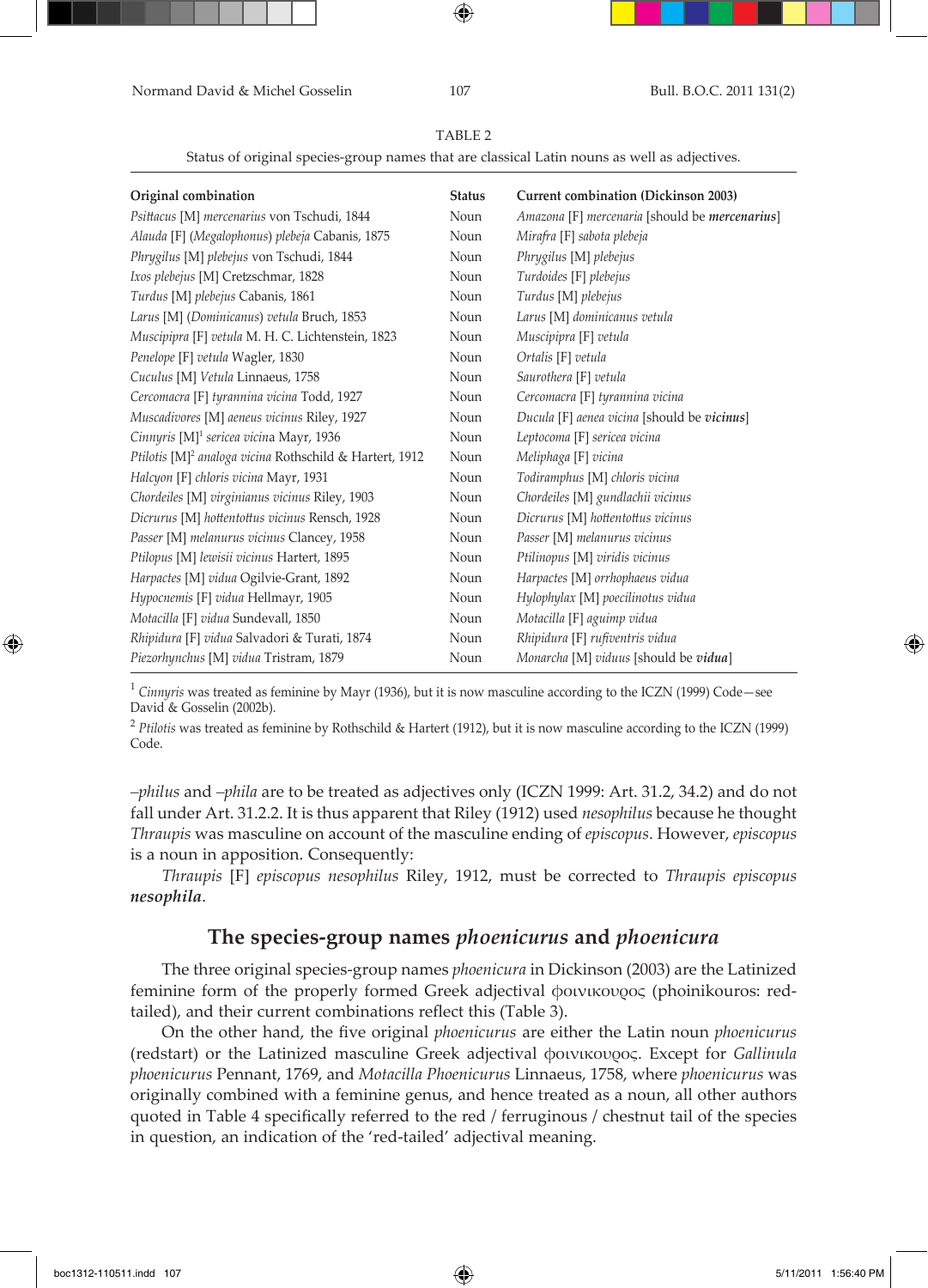TABLE 2

Status of original species-group names that are classical Latin nouns as well as adjectives.

| Original combination | Status | Current combination (Dickinson 2003) |
|---|---|---|
| *Psittacus* [M] *mercenarius* von Tschudi, 1844 | Noun | *Amazona* [F] *mercenaria* [should be ***mercenarius***] |
| *Alauda* [F] (*Megalophonus*) *plebeja* Cabanis, 1875 | Noun | *Mirafra* [F] *sabota plebeja* |
| *Phrygilus* [M] *plebejus* von Tschudi, 1844 | Noun | *Phrygilus* [M] *plebejus* |
| *Ixos plebejus* [M] Cretzschmar, 1828 | Noun | *Turdoides* [F] *plebejus* |
| *Turdus* [M] *plebejus* Cabanis, 1861 | Noun | *Turdus* [M] *plebejus* |
| *Larus* [M] (*Dominicanus*) *vetula* Bruch, 1853 | Noun | *Larus* [M] *dominicanus vetula* |
| *Muscipipra* [F] *vetula* M. H. C. Lichtenstein, 1823 | Noun | *Muscipipra* [F] *vetula* |
| *Penelope* [F] *vetula* Wagler, 1830 | Noun | *Ortalis* [F] *vetula* |
| *Cuculus* [M] *Vetula* Linnaeus, 1758 | Noun | *Saurothera* [F] *vetula* |
| *Cercomacra* [F] *tyrannina vicina* Todd, 1927 | Noun | *Cercomacra* [F] *tyrannina vicina* |
| *Muscadivores* [M] *aeneus vicinus* Riley, 1927 | Noun | *Ducula* [F] *aenea vicina* [should be ***vicinus***] |
| *Cinnyris* [M][1] *sericea vicina* Mayr, 1936 | Noun | *Leptocoma* [F] *sericea vicina* |
| *Ptilotis* [M][2] *analoga vicina* Rothschild & Hartert, 1912 | Noun | *Meliphaga* [F] *vicina* |
| *Halcyon* [F] *chloris vicina* Mayr, 1931 | Noun | *Todiramphus* [M] *chloris vicina* |
| *Chordeiles* [M] *virginianus vicinus* Riley, 1903 | Noun | *Chordeiles* [M] *gundlachii vicinus* |
| *Dicrurus* [M] *hottentottus vicinus* Rensch, 1928 | Noun | *Dicrurus* [M] *hottentottus vicinus* |
| *Passer* [M] *melanurus vicinus* Clancey, 1958 | Noun | *Passer* [M] *melanurus vicinus* |
| *Ptilopus* [M] *lewisii vicinus* Hartert, 1895 | Noun | *Ptilinopus* [M] *viridis vicinus* |
| *Harpactes* [M] *vidua* Ogilvie-Grant, 1892 | Noun | *Harpactes* [M] *orrhophaeus vidua* |
| *Hypocnemis* [F] *vidua* Hellmayr, 1905 | Noun | *Hylophylax* [M] *poecilinotus vidua* |
| *Motacilla* [F] *vidua* Sundevall, 1850 | Noun | *Motacilla* [F] *aguimp vidua* |
| *Rhipidura* [F] *vidua* Salvadori & Turati, 1874 | Noun | *Rhipidura* [F] *rufiventris vidua* |
| *Piezorhynchus* [M] *vidua* Tristram, 1879 | Noun | *Monarcha* [M] *viduus* [should be ***vidua***] |

[1] *Cinnyris* was treated as feminine by Mayr (1936), but it is now masculine according to the ICZN (1999) Code—see David & Gosselin (2002b).

[2] *Ptilotis* was treated as feminine by Rothschild & Hartert (1912), but it is now masculine according to the ICZN (1999) Code.

*–philus* and *–phila* are to be treated as adjectives only (ICZN 1999: Art. 31.2, 34.2) and do not fall under Art. 31.2.2. It is thus apparent that Riley (1912) used *nesophilus* because he thought *Thraupis* was masculine on account of the masculine ending of *episcopus*. However, *episcopus* is a noun in apposition. Consequently:

*Thraupis* [F] *episcopus nesophilus* Riley, 1912, must be corrected to *Thraupis episcopus* ***nesophila***.

## The species-group names *phoenicurus* and *phoenicura*

The three original species-group names *phoenicura* in Dickinson (2003) are the Latinized feminine form of the properly formed Greek adjectival φοινικουρος (phoinikouros: red-tailed), and their current combinations reflect this (Table 3).

On the other hand, the five original *phoenicurus* are either the Latin noun *phoenicurus* (redstart) or the Latinized masculine Greek adjectival φοινικουρος. Except for *Gallinula phoenicurus* Pennant, 1769, and *Motacilla Phoenicurus* Linnaeus, 1758, where *phoenicurus* was originally combined with a feminine genus, and hence treated as a noun, all other authors quoted in Table 4 specifically referred to the red / ferruginous / chestnut tail of the species in question, an indication of the 'red-tailed' adjectival meaning.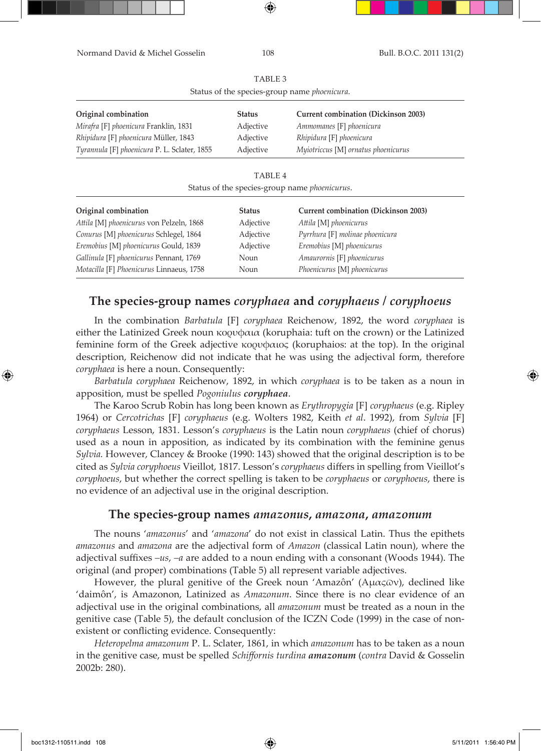TABLE 3

Status of the species-group name *phoenicura*.

| Original combination | Status | Current combination (Dickinson 2003) |
|---|---|---|
| *Mirafra* [F] *phoenicura* Franklin, 1831 | Adjective | *Ammomanes* [F] *phoenicura* |
| *Rhipidura* [F] *phoenicura* Müller, 1843 | Adjective | *Rhipidura* [F] *phoenicura* |
| *Tyrannula* [F] *phoenicura* P. L. Sclater, 1855 | Adjective | *Myiotriccus* [M] *ornatus phoenicurus* |

TABLE 4

Status of the species-group name *phoenicurus*.

| Original combination | Status | Current combination (Dickinson 2003) |
|---|---|---|
| *Attila* [M] *phoenicurus* von Pelzeln, 1868 | Adjective | *Attila* [M] *phoenicurus* |
| *Conurus* [M] *phoenicurus* Schlegel, 1864 | Adjective | *Pyrrhura* [F] *molinae phoenicura* |
| *Eremobius* [M] *phoenicurus* Gould, 1839 | Adjective | *Eremobius* [M] *phoenicurus* |
| *Gallinula* [F] *phoenicurus* Pennant, 1769 | Noun | *Amaurornis* [F] *phoenicurus* |
| *Motacilla* [F] *Phoenicurus* Linnaeus, 1758 | Noun | *Phoenicurus* [M] *phoenicurus* |

## The species-group names *coryphaea* and *coryphaeus* / *coryphoeus*

In the combination *Barbatula* [F] *coryphaea* Reichenow, 1892, the word *coryphaea* is either the Latinized Greek noun κορυφαια (koruphaia: tuft on the crown) or the Latinized feminine form of the Greek adjective κορυφαιος (koruphaios: at the top). In the original description, Reichenow did not indicate that he was using the adjectival form, therefore *coryphaea* is here a noun. Consequently:

*Barbatula coryphaea* Reichenow, 1892, in which *coryphaea* is to be taken as a noun in apposition, must be spelled *Pogoniulus* ***coryphaea***.

The Karoo Scrub Robin has long been known as *Erythropygia* [F] *coryphaeus* (e.g. Ripley 1964) or *Cercotrichas* [F] *coryphaeus* (e.g. Wolters 1982, Keith *et al*. 1992), from *Sylvia* [F] *coryphaeus* Lesson, 1831. Lesson's *coryphaeus* is the Latin noun *coryphaeus* (chief of chorus) used as a noun in apposition, as indicated by its combination with the feminine genus *Sylvia.* However, Clancey & Brooke (1990: 143) showed that the original description is to be cited as *Sylvia coryphoeus* Vieillot, 1817. Lesson's *coryphaeus* differs in spelling from Vieillot's *coryphoeus*, but whether the correct spelling is taken to be *coryphaeus* or *coryphoeus*, there is no evidence of an adjectival use in the original description.

## The species-group names *amazonus*, *amazona*, *amazonum*

The nouns '*amazonus*' and '*amazona*' do not exist in classical Latin. Thus the epithets *amazonus* and *amazona* are the adjectival form of *Amazon* (classical Latin noun), where the adjectival suffixes *–us*, *–a* are added to a noun ending with a consonant (Woods 1944). The original (and proper) combinations (Table 5) all represent variable adjectives.

However, the plural genitive of the Greek noun 'Amazôn' (Αμαςῶν), declined like 'daimôn', is Amazonon, Latinized as *Amazonum*. Since there is no clear evidence of an adjectival use in the original combinations, all *amazonum* must be treated as a noun in the genitive case (Table 5), the default conclusion of the ICZN Code (1999) in the case of non-existent or conflicting evidence. Consequently:

*Heteropelma amazonum* P. L. Sclater, 1861, in which *amazonum* has to be taken as a noun in the genitive case, must be spelled *Schiffornis turdina* ***amazonum*** (*contra* David & Gosselin 2002b: 280).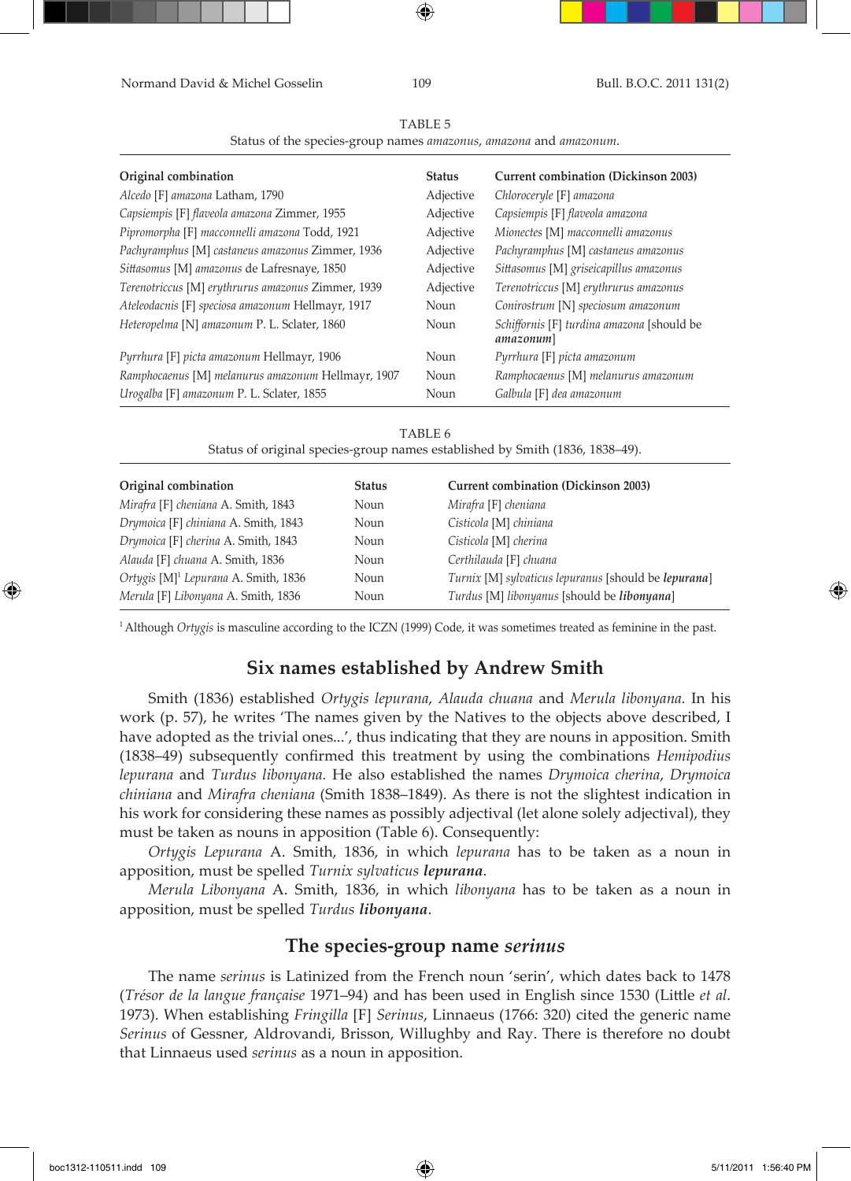TABLE 5

Status of the species-group names *amazonus*, *amazona* and *amazonum*.

| Original combination | Status | Current combination (Dickinson 2003) |
|---|---|---|
| *Alcedo* [F] *amazona* Latham, 1790 | Adjective | *Chloroceryle* [F] *amazona* |
| *Capsiempis* [F] *flaveola amazona* Zimmer, 1955 | Adjective | *Capsiempis* [F] *flaveola amazona* |
| *Pipromorpha* [F] *macconnelli amazona* Todd, 1921 | Adjective | *Mionectes* [M] *macconnelli amazonus* |
| *Pachyramphus* [M] *castaneus amazonus* Zimmer, 1936 | Adjective | *Pachyramphus* [M] *castaneus amazonus* |
| *Sittasomus* [M] *amazonus* de Lafresnaye, 1850 | Adjective | *Sittasomus* [M] *griseicapillus amazonus* |
| *Terenotriccus* [M] *erythrurus amazonus* Zimmer, 1939 | Adjective | *Terenotriccus* [M] *erythrurus amazonus* |
| *Ateleodacnis* [F] *speciosa amazonum* Hellmayr, 1917 | Noun | *Conirostrum* [N] *speciosum amazonum* |
| *Heteropelma* [N] *amazonum* P. L. Sclater, 1860 | Noun | *Schiffornis* [F] *turdina amazona* [should be ***amazonum***] |
| *Pyrrhura* [F] *picta amazonum* Hellmayr, 1906 | Noun | *Pyrrhura* [F] *picta amazonum* |
| *Ramphocaenus* [M] *melanurus amazonum* Hellmayr, 1907 | Noun | *Ramphocaenus* [M] *melanurus amazonum* |
| *Urogalba* [F] *amazonum* P. L. Sclater, 1855 | Noun | *Galbula* [F] *dea amazonum* |

TABLE 6

Status of original species-group names established by Smith (1836, 1838–49).

| Original combination | Status | Current combination (Dickinson 2003) |
|---|---|---|
| *Mirafra* [F] *cheniana* A. Smith, 1843 | Noun | *Mirafra* [F] *cheniana* |
| *Drymoica* [F] *chiniana* A. Smith, 1843 | Noun | *Cisticola* [M] *chiniana* |
| *Drymoica* [F] *cherina* A. Smith, 1843 | Noun | *Cisticola* [M] *cherina* |
| *Alauda* [F] *chuana* A. Smith, 1836 | Noun | *Certhilauda* [F] *chuana* |
| *Ortygis* [M][1] *Lepurana* A. Smith, 1836 | Noun | *Turnix* [M] *sylvaticus lepuranus* [should be ***lepurana***] |
| *Merula* [F] *Libonyana* A. Smith, 1836 | Noun | *Turdus* [M] *libonyanus* [should be ***libonyana***] |

[1] Although *Ortygis* is masculine according to the ICZN (1999) Code, it was sometimes treated as feminine in the past.

## Six names established by Andrew Smith

Smith (1836) established *Ortygis lepurana*, *Alauda chuana* and *Merula libonyana*. In his work (p. 57), he writes 'The names given by the Natives to the objects above described, I have adopted as the trivial ones...', thus indicating that they are nouns in apposition. Smith (1838–49) subsequently confirmed this treatment by using the combinations *Hemipodius lepurana* and *Turdus libonyana.* He also established the names *Drymoica cherina*, *Drymoica chiniana* and *Mirafra cheniana* (Smith 1838–1849). As there is not the slightest indication in his work for considering these names as possibly adjectival (let alone solely adjectival), they must be taken as nouns in apposition (Table 6). Consequently:

*Ortygis Lepurana* A. Smith, 1836, in which *lepurana* has to be taken as a noun in apposition, must be spelled *Turnix sylvaticus* ***lepurana***.

*Merula Libonyana* A. Smith, 1836, in which *libonyana* has to be taken as a noun in apposition, must be spelled *Turdus* ***libonyana***.

## The species-group name *serinus*

The name *serinus* is Latinized from the French noun 'serin', which dates back to 1478 (*Trésor de la langue française* 1971–94) and has been used in English since 1530 (Little *et al.* 1973). When establishing *Fringilla* [F] *Serinus*, Linnaeus (1766: 320) cited the generic name *Serinus* of Gessner, Aldrovandi, Brisson, Willughby and Ray. There is therefore no doubt that Linnaeus used *serinus* as a noun in apposition.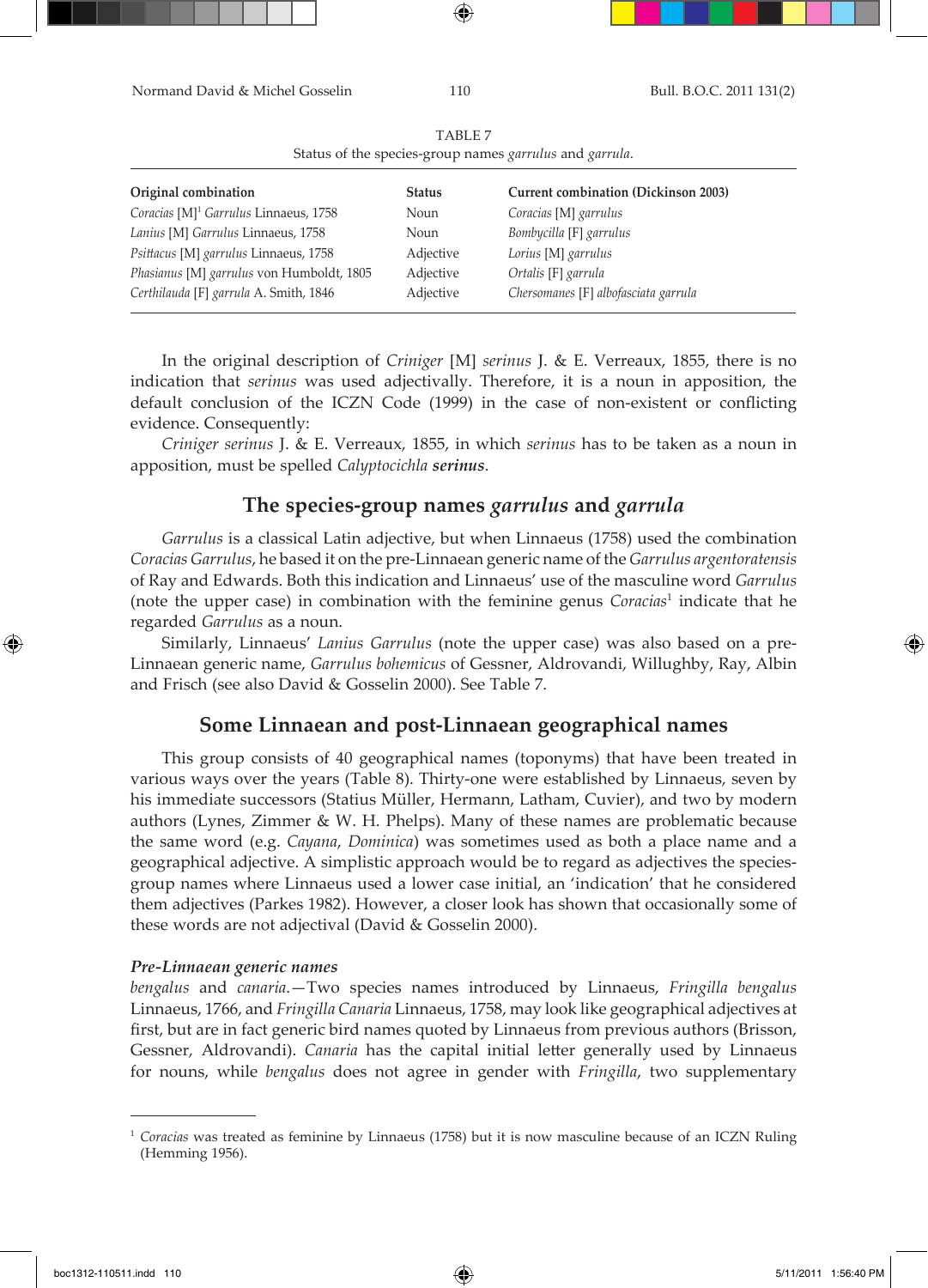TABLE 7
Status of the species-group names *garrulus* and *garrula*.

| Original combination | Status | Current combination (Dickinson 2003) |
|---|---|---|
| *Coracias* [M][1] *Garrulus* Linnaeus, 1758 | Noun | *Coracias* [M] *garrulus* |
| *Lanius* [M] *Garrulus* Linnaeus, 1758 | Noun | *Bombycilla* [F] *garrulus* |
| *Psittacus* [M] *garrulus* Linnaeus, 1758 | Adjective | *Lorius* [M] *garrulus* |
| *Phasianus* [M] *garrulus* von Humboldt, 1805 | Adjective | *Ortalis* [F] *garrula* |
| *Certhilauda* [F] *garrula* A. Smith, 1846 | Adjective | *Chersomanes* [F] *albofasciata garrula* |

In the original description of *Criniger* [M] *serinus* J. & E. Verreaux, 1855, there is no indication that *serinus* was used adjectivally. Therefore, it is a noun in apposition, the default conclusion of the ICZN Code (1999) in the case of non-existent or conflicting evidence. Consequently:

*Criniger serinus* J. & E. Verreaux, 1855, in which *serinus* has to be taken as a noun in apposition, must be spelled *Calyptocichla* ***serinus***.

## The species-group names *garrulus* and *garrula*

*Garrulus* is a classical Latin adjective, but when Linnaeus (1758) used the combination *Coracias Garrulus*, he based it on the pre-Linnaean generic name of the *Garrulus argentoratensis* of Ray and Edwards. Both this indication and Linnaeus' use of the masculine word *Garrulus* (note the upper case) in combination with the feminine genus *Coracias*[1] indicate that he regarded *Garrulus* as a noun.

Similarly, Linnaeus' *Lanius Garrulus* (note the upper case) was also based on a pre-Linnaean generic name, *Garrulus bohemicus* of Gessner, Aldrovandi, Willughby, Ray, Albin and Frisch (see also David & Gosselin 2000). See Table 7.

## Some Linnaean and post-Linnaean geographical names

This group consists of 40 geographical names (toponyms) that have been treated in various ways over the years (Table 8). Thirty-one were established by Linnaeus, seven by his immediate successors (Statius Müller, Hermann, Latham, Cuvier), and two by modern authors (Lynes, Zimmer & W. H. Phelps). Many of these names are problematic because the same word (e.g. *Cayana*, *Dominica*) was sometimes used as both a place name and a geographical adjective. A simplistic approach would be to regard as adjectives the species-group names where Linnaeus used a lower case initial, an 'indication' that he considered them adjectives (Parkes 1982). However, a closer look has shown that occasionally some of these words are not adjectival (David & Gosselin 2000).

### *Pre-Linnaean generic names*

*bengalus* and *canaria*.—Two species names introduced by Linnaeus, *Fringilla bengalus* Linnaeus, 1766, and *Fringilla Canaria* Linnaeus, 1758, may look like geographical adjectives at first, but are in fact generic bird names quoted by Linnaeus from previous authors (Brisson, Gessner, Aldrovandi). *Canaria* has the capital initial letter generally used by Linnaeus for nouns, while *bengalus* does not agree in gender with *Fringilla*, two supplementary

---

[1] *Coracias* was treated as feminine by Linnaeus (1758) but it is now masculine because of an ICZN Ruling (Hemming 1956).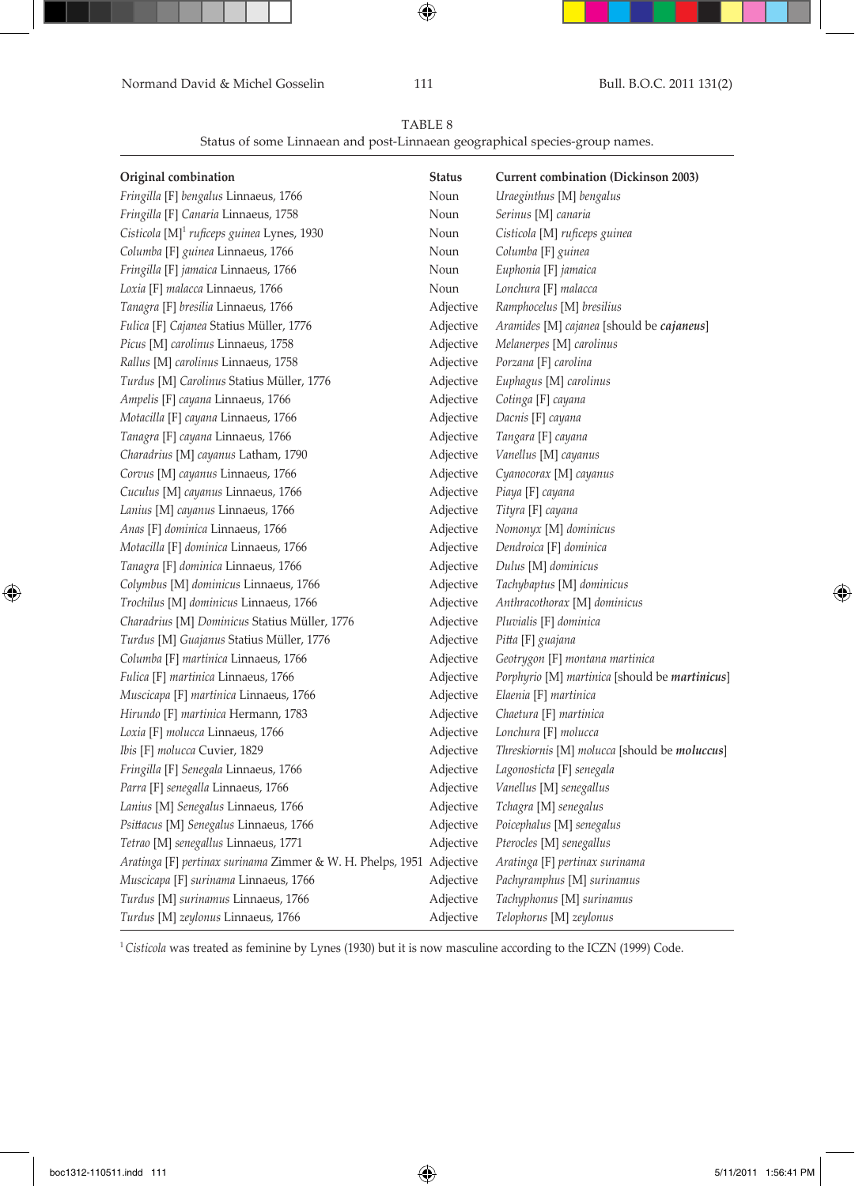TABLE 8
Status of some Linnaean and post-Linnaean geographical species-group names.

| Original combination | Status | Current combination (Dickinson 2003) |
|---|---|---|
| *Fringilla* [F] *bengalus* Linnaeus, 1766 | Noun | *Uraeginthus* [M] *bengalus* |
| *Fringilla* [F] *Canaria* Linnaeus, 1758 | Noun | *Serinus* [M] *canaria* |
| *Cisticola* [M][1] *ruficeps guinea* Lynes, 1930 | Noun | *Cisticola* [M] *ruficeps guinea* |
| *Columba* [F] *guinea* Linnaeus, 1766 | Noun | *Columba* [F] *guinea* |
| *Fringilla* [F] *jamaica* Linnaeus, 1766 | Noun | *Euphonia* [F] *jamaica* |
| *Loxia* [F] *malacca* Linnaeus, 1766 | Noun | *Lonchura* [F] *malacca* |
| *Tanagra* [F] *bresilia* Linnaeus, 1766 | Adjective | *Ramphocelus* [M] *bresilius* |
| *Fulica* [F] *Cajanea* Statius Müller, 1776 | Adjective | *Aramides* [M] *cajanea* [should be ***cajaneus***] |
| *Picus* [M] *carolinus* Linnaeus, 1758 | Adjective | *Melanerpes* [M] *carolinus* |
| *Rallus* [M] *carolinus* Linnaeus, 1758 | Adjective | *Porzana* [F] *carolina* |
| *Turdus* [M] *Carolinus* Statius Müller, 1776 | Adjective | *Euphagus* [M] *carolinus* |
| *Ampelis* [F] *cayana* Linnaeus, 1766 | Adjective | *Cotinga* [F] *cayana* |
| *Motacilla* [F] *cayana* Linnaeus, 1766 | Adjective | *Dacnis* [F] *cayana* |
| *Tanagra* [F] *cayana* Linnaeus, 1766 | Adjective | *Tangara* [F] *cayana* |
| *Charadrius* [M] *cayanus* Latham, 1790 | Adjective | *Vanellus* [M] *cayanus* |
| *Corvus* [M] *cayanus* Linnaeus, 1766 | Adjective | *Cyanocorax* [M] *cayanus* |
| *Cuculus* [M] *cayanus* Linnaeus, 1766 | Adjective | *Piaya* [F] *cayana* |
| *Lanius* [M] *cayanus* Linnaeus, 1766 | Adjective | *Tityra* [F] *cayana* |
| *Anas* [F] *dominica* Linnaeus, 1766 | Adjective | *Nomonyx* [M] *dominicus* |
| *Motacilla* [F] *dominica* Linnaeus, 1766 | Adjective | *Dendroica* [F] *dominica* |
| *Tanagra* [F] *dominica* Linnaeus, 1766 | Adjective | *Dulus* [M] *dominicus* |
| *Colymbus* [M] *dominicus* Linnaeus, 1766 | Adjective | *Tachybaptus* [M] *dominicus* |
| *Trochilus* [M] *dominicus* Linnaeus, 1766 | Adjective | *Anthracothorax* [M] *dominicus* |
| *Charadrius* [M] *Dominicus* Statius Müller, 1776 | Adjective | *Pluvialis* [F] *dominica* |
| *Turdus* [M] *Guajanus* Statius Müller, 1776 | Adjective | *Pitta* [F] *guajana* |
| *Columba* [F] *martinica* Linnaeus, 1766 | Adjective | *Geotrygon* [F] *montana martinica* |
| *Fulica* [F] *martinica* Linnaeus, 1766 | Adjective | *Porphyrio* [M] *martinica* [should be ***martinicus***] |
| *Muscicapa* [F] *martinica* Linnaeus, 1766 | Adjective | *Elaenia* [F] *martinica* |
| *Hirundo* [F] *martinica* Hermann, 1783 | Adjective | *Chaetura* [F] *martinica* |
| *Loxia* [F] *molucca* Linnaeus, 1766 | Adjective | *Lonchura* [F] *molucca* |
| *Ibis* [F] *molucca* Cuvier, 1829 | Adjective | *Threskiornis* [M] *molucca* [should be ***moluccus***] |
| *Fringilla* [F] *Senegala* Linnaeus, 1766 | Adjective | *Lagonosticta* [F] *senegala* |
| *Parra* [F] *senegalla* Linnaeus, 1766 | Adjective | *Vanellus* [M] *senegallus* |
| *Lanius* [M] *Senegalus* Linnaeus, 1766 | Adjective | *Tchagra* [M] *senegalus* |
| *Psittacus* [M] *Senegalus* Linnaeus, 1766 | Adjective | *Poicephalus* [M] *senegalus* |
| *Tetrao* [M] *senegallus* Linnaeus, 1771 | Adjective | *Pterocles* [M] *senegallus* |
| *Aratinga* [F] *pertinax surinama* Zimmer & W. H. Phelps, 1951 | Adjective | *Aratinga* [F] *pertinax surinama* |
| *Muscicapa* [F] *surinama* Linnaeus, 1766 | Adjective | *Pachyramphus* [M] *surinamus* |
| *Turdus* [M] *surinamus* Linnaeus, 1766 | Adjective | *Tachyphonus* [M] *surinamus* |
| *Turdus* [M] *zeylonus* Linnaeus, 1766 | Adjective | *Telophorus* [M] *zeylonus* |

[1] *Cisticola* was treated as feminine by Lynes (1930) but it is now masculine according to the ICZN (1999) Code.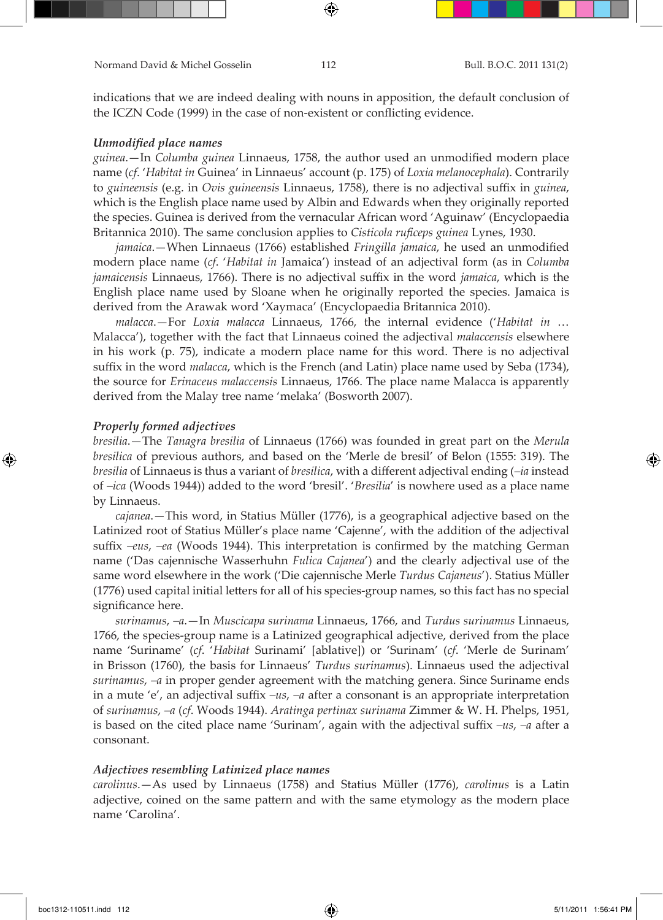indications that we are indeed dealing with nouns in apposition, the default conclusion of the ICZN Code (1999) in the case of non-existent or conflicting evidence.

### *Unmodified place names*

*guinea*.—In *Columba guinea* Linnaeus, 1758, the author used an unmodified modern place name (*cf*. '*Habitat in* Guinea' in Linnaeus' account (p. 175) of *Loxia melanocephala*). Contrarily to *guineensis* (e.g. in *Ovis guineensis* Linnaeus, 1758), there is no adjectival suffix in *guinea*, which is the English place name used by Albin and Edwards when they originally reported the species. Guinea is derived from the vernacular African word 'Aguinaw' (Encyclopaedia Britannica 2010). The same conclusion applies to *Cisticola ruficeps guinea* Lynes, 1930.

*jamaica*.—When Linnaeus (1766) established *Fringilla jamaica*, he used an unmodified modern place name (*cf*. '*Habitat in* Jamaica') instead of an adjectival form (as in *Columba jamaicensis* Linnaeus, 1766). There is no adjectival suffix in the word *jamaica*, which is the English place name used by Sloane when he originally reported the species. Jamaica is derived from the Arawak word 'Xaymaca' (Encyclopaedia Britannica 2010).

*malacca*.—For *Loxia malacca* Linnaeus, 1766, the internal evidence ('*Habitat in* … Malacca'), together with the fact that Linnaeus coined the adjectival *malaccensis* elsewhere in his work (p. 75), indicate a modern place name for this word. There is no adjectival suffix in the word *malacca*, which is the French (and Latin) place name used by Seba (1734), the source for *Erinaceus malaccensis* Linnaeus, 1766. The place name Malacca is apparently derived from the Malay tree name 'melaka' (Bosworth 2007).

### *Properly formed adjectives*

*bresilia*.—The *Tanagra bresilia* of Linnaeus (1766) was founded in great part on the *Merula bresilica* of previous authors, and based on the 'Merle de bresil' of Belon (1555: 319). The *bresilia* of Linnaeus is thus a variant of *bresilica*, with a different adjectival ending (*–ia* instead of *–ica* (Woods 1944)) added to the word 'bresil'. '*Bresilia*' is nowhere used as a place name by Linnaeus.

*cajanea*.—This word, in Statius Müller (1776), is a geographical adjective based on the Latinized root of Statius Müller's place name 'Cajenne', with the addition of the adjectival suffix *–eus*, *–ea* (Woods 1944). This interpretation is confirmed by the matching German name ('Das cajennische Wasserhuhn *Fulica Cajanea*') and the clearly adjectival use of the same word elsewhere in the work ('Die cajennische Merle *Turdus Cajaneus*'). Statius Müller (1776) used capital initial letters for all of his species-group names, so this fact has no special significance here.

*surinamus*, *–a*.—In *Muscicapa surinama* Linnaeus, 1766, and *Turdus surinamus* Linnaeus, 1766, the species-group name is a Latinized geographical adjective, derived from the place name 'Suriname' (*cf*. '*Habitat* Surinami' [ablative]) or 'Surinam' (*cf*. 'Merle de Surinam' in Brisson (1760), the basis for Linnaeus' *Turdus surinamus*). Linnaeus used the adjectival *surinamus*, *–a* in proper gender agreement with the matching genera. Since Suriname ends in a mute 'e', an adjectival suffix *–us*, *–a* after a consonant is an appropriate interpretation of *surinamus*, *–a* (*cf*. Woods 1944). *Aratinga pertinax surinama* Zimmer & W. H. Phelps, 1951, is based on the cited place name 'Surinam', again with the adjectival suffix *–us*, *–a* after a consonant.

### *Adjectives resembling Latinized place names*

*carolinus*.—As used by Linnaeus (1758) and Statius Müller (1776), *carolinus* is a Latin adjective, coined on the same pattern and with the same etymology as the modern place name 'Carolina'.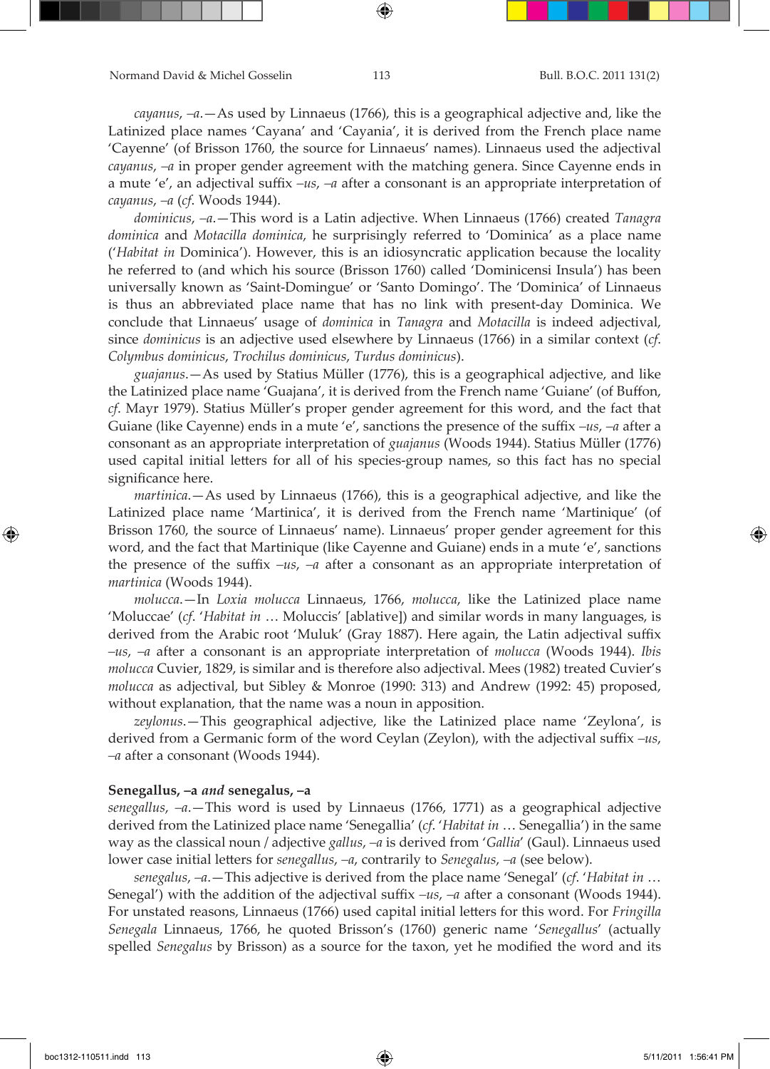*cayanus*, *–a*.—As used by Linnaeus (1766), this is a geographical adjective and, like the Latinized place names 'Cayana' and 'Cayania', it is derived from the French place name 'Cayenne' (of Brisson 1760, the source for Linnaeus' names). Linnaeus used the adjectival *cayanus*, *–a* in proper gender agreement with the matching genera. Since Cayenne ends in a mute 'e', an adjectival suffix *–us*, *–a* after a consonant is an appropriate interpretation of *cayanus*, *–a* (*cf*. Woods 1944).

*dominicus*, *–a*.—This word is a Latin adjective. When Linnaeus (1766) created *Tanagra dominica* and *Motacilla dominica*, he surprisingly referred to 'Dominica' as a place name ('*Habitat in* Dominica'). However, this is an idiosyncratic application because the locality he referred to (and which his source (Brisson 1760) called 'Dominicensi Insula') has been universally known as 'Saint-Domingue' or 'Santo Domingo'. The 'Dominica' of Linnaeus is thus an abbreviated place name that has no link with present-day Dominica. We conclude that Linnaeus' usage of *dominica* in *Tanagra* and *Motacilla* is indeed adjectival, since *dominicus* is an adjective used elsewhere by Linnaeus (1766) in a similar context (*cf*. *Colymbus dominicus*, *Trochilus dominicus*, *Turdus dominicus*).

*guajanus*.—As used by Statius Müller (1776), this is a geographical adjective, and like the Latinized place name 'Guajana', it is derived from the French name 'Guiane' (of Buffon, *cf*. Mayr 1979). Statius Müller's proper gender agreement for this word, and the fact that Guiane (like Cayenne) ends in a mute 'e', sanctions the presence of the suffix *–us*, *–a* after a consonant as an appropriate interpretation of *guajanus* (Woods 1944). Statius Müller (1776) used capital initial letters for all of his species-group names, so this fact has no special significance here.

*martinica*.—As used by Linnaeus (1766), this is a geographical adjective, and like the Latinized place name 'Martinica', it is derived from the French name 'Martinique' (of Brisson 1760, the source of Linnaeus' name). Linnaeus' proper gender agreement for this word, and the fact that Martinique (like Cayenne and Guiane) ends in a mute 'e', sanctions the presence of the suffix *–us*, *–a* after a consonant as an appropriate interpretation of *martinica* (Woods 1944).

*molucca*.—In *Loxia molucca* Linnaeus, 1766, *molucca*, like the Latinized place name 'Moluccae' (*cf*. '*Habitat in* … Moluccis' [ablative]) and similar words in many languages, is derived from the Arabic root 'Muluk' (Gray 1887). Here again, the Latin adjectival suffix *–us*, *–a* after a consonant is an appropriate interpretation of *molucca* (Woods 1944). *Ibis molucca* Cuvier, 1829, is similar and is therefore also adjectival. Mees (1982) treated Cuvier's *molucca* as adjectival, but Sibley & Monroe (1990: 313) and Andrew (1992: 45) proposed, without explanation, that the name was a noun in apposition.

*zeylonus*.—This geographical adjective, like the Latinized place name 'Zeylona', is derived from a Germanic form of the word Ceylan (Zeylon), with the adjectival suffix *–us*, *–a* after a consonant (Woods 1944).

### Senegallus, –a *and* senegalus, –a

*senegallus*, *–a*.—This word is used by Linnaeus (1766, 1771) as a geographical adjective derived from the Latinized place name 'Senegallia' (*cf*. '*Habitat in* … Senegallia') in the same way as the classical noun / adjective *gallus*, *–a* is derived from '*Gallia*' (Gaul). Linnaeus used lower case initial letters for *senegallus*, *–a*, contrarily to *Senegalus*, *–a* (see below).

*senegalus*, *–a*.—This adjective is derived from the place name 'Senegal' (*cf*. '*Habitat in* … Senegal') with the addition of the adjectival suffix *–us*, *–a* after a consonant (Woods 1944). For unstated reasons, Linnaeus (1766) used capital initial letters for this word. For *Fringilla Senegala* Linnaeus, 1766, he quoted Brisson's (1760) generic name '*Senegallus*' (actually spelled *Senegalus* by Brisson) as a source for the taxon, yet he modified the word and its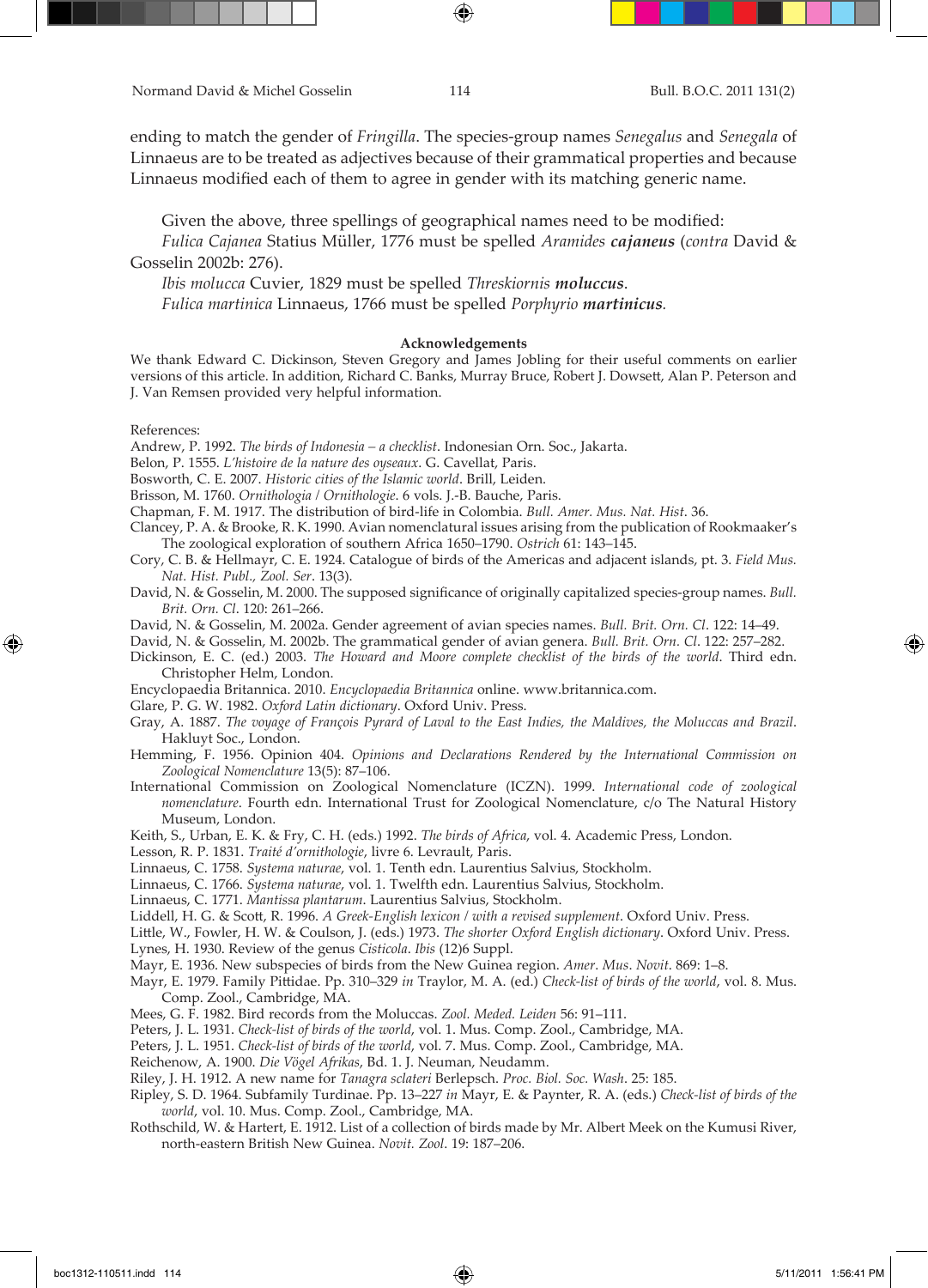ending to match the gender of *Fringilla*. The species-group names *Senegalus* and *Senegala* of Linnaeus are to be treated as adjectives because of their grammatical properties and because Linnaeus modified each of them to agree in gender with its matching generic name.

Given the above, three spellings of geographical names need to be modified:

*Fulica Cajanea* Statius Müller, 1776 must be spelled *Aramides* ***cajaneus*** (*contra* David & Gosselin 2002b: 276).

*Ibis molucca* Cuvier, 1829 must be spelled *Threskiornis* ***moluccus***.

*Fulica martinica* Linnaeus, 1766 must be spelled *Porphyrio* ***martinicus***.

### Acknowledgements

We thank Edward C. Dickinson, Steven Gregory and James Jobling for their useful comments on earlier versions of this article. In addition, Richard C. Banks, Murray Bruce, Robert J. Dowsett, Alan P. Peterson and J. Van Remsen provided very helpful information.

References:

Andrew, P. 1992. *The birds of Indonesia – a checklist*. Indonesian Orn. Soc., Jakarta.

Belon, P. 1555. *L'histoire de la nature des oyseaux*. G. Cavellat, Paris.

Bosworth, C. E. 2007. *Historic cities of the Islamic world*. Brill, Leiden.

Brisson, M. 1760. *Ornithologia / Ornithologie*. 6 vols. J.-B. Bauche, Paris.

Chapman, F. M. 1917. The distribution of bird-life in Colombia. *Bull. Amer. Mus. Nat. Hist*. 36.

Clancey, P. A. & Brooke, R. K. 1990. Avian nomenclatural issues arising from the publication of Rookmaaker's The zoological exploration of southern Africa 1650–1790. *Ostrich* 61: 143–145.

Cory, C. B. & Hellmayr, C. E. 1924. Catalogue of birds of the Americas and adjacent islands, pt. 3. *Field Mus. Nat. Hist. Publ., Zool. Ser*. 13(3).

David, N. & Gosselin, M. 2000. The supposed significance of originally capitalized species-group names. *Bull. Brit. Orn. Cl*. 120: 261–266.

David, N. & Gosselin, M. 2002a. Gender agreement of avian species names. *Bull. Brit. Orn. Cl*. 122: 14–49.

David, N. & Gosselin, M. 2002b. The grammatical gender of avian genera. *Bull. Brit. Orn. Cl*. 122: 257–282.

Dickinson, E. C. (ed.) 2003. *The Howard and Moore complete checklist of the birds of the world*. Third edn. Christopher Helm, London.

Encyclopaedia Britannica. 2010. *Encyclopaedia Britannica* online. www.britannica.com.

Glare, P. G. W. 1982. *Oxford Latin dictionary*. Oxford Univ. Press.

Gray, A. 1887. *The voyage of François Pyrard of Laval to the East Indies, the Maldives, the Moluccas and Brazil*. Hakluyt Soc., London.

Hemming, F. 1956. Opinion 404. *Opinions and Declarations Rendered by the International Commission on Zoological Nomenclature* 13(5): 87–106.

International Commission on Zoological Nomenclature (ICZN). 1999. *International code of zoological nomenclature*. Fourth edn. International Trust for Zoological Nomenclature, c/o The Natural History Museum, London.

Keith, S., Urban, E. K. & Fry, C. H. (eds.) 1992. *The birds of Africa*, vol. 4. Academic Press, London.

Lesson, R. P. 1831. *Traité d'ornithologie*, livre 6. Levrault, Paris.

Linnaeus, C. 1758. *Systema naturae*, vol. 1. Tenth edn. Laurentius Salvius, Stockholm.

Linnaeus, C. 1766. *Systema naturae*, vol. 1. Twelfth edn. Laurentius Salvius, Stockholm.

Linnaeus, C. 1771. *Mantissa plantarum*. Laurentius Salvius, Stockholm.

Liddell, H. G. & Scott, R. 1996. *A Greek-English lexicon / with a revised supplement*. Oxford Univ. Press.

Little, W., Fowler, H. W. & Coulson, J. (eds.) 1973. *The shorter Oxford English dictionary*. Oxford Univ. Press.

Lynes, H. 1930. Review of the genus *Cisticola*. *Ibis* (12)6 Suppl.

Mayr, E. 1936. New subspecies of birds from the New Guinea region. *Amer. Mus. Novit*. 869: 1–8.

Mayr, E. 1979. Family Pittidae. Pp. 310–329 *in* Traylor, M. A. (ed.) *Check-list of birds of the world*, vol. 8. Mus. Comp. Zool., Cambridge, MA.

Mees, G. F. 1982. Bird records from the Moluccas. *Zool. Meded. Leiden* 56: 91–111.

Peters, J. L. 1931. *Check-list of birds of the world*, vol. 1. Mus. Comp. Zool., Cambridge, MA.

Peters, J. L. 1951. *Check-list of birds of the world*, vol. 7. Mus. Comp. Zool., Cambridge, MA.

Reichenow, A. 1900. *Die Vögel Afrikas*, Bd. 1. J. Neuman, Neudamm.

Riley, J. H. 1912. A new name for *Tanagra sclateri* Berlepsch. *Proc. Biol. Soc. Wash*. 25: 185.

Ripley, S. D. 1964. Subfamily Turdinae. Pp. 13–227 *in* Mayr, E. & Paynter, R. A. (eds.) *Check-list of birds of the world*, vol. 10. Mus. Comp. Zool., Cambridge, MA.

Rothschild, W. & Hartert, E. 1912. List of a collection of birds made by Mr. Albert Meek on the Kumusi River, north-eastern British New Guinea. *Novit. Zool*. 19: 187–206.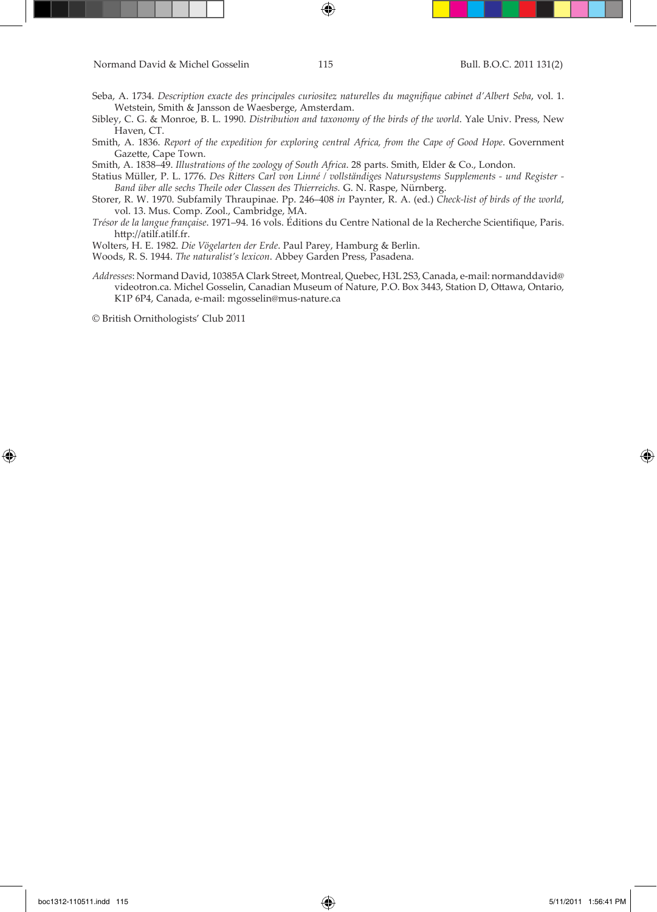Seba, A. 1734. *Description exacte des principales curiositez naturelles du magnifique cabinet d'Albert Seba*, vol. 1. Wetstein, Smith & Jansson de Waesberge, Amsterdam.

Sibley, C. G. & Monroe, B. L. 1990. *Distribution and taxonomy of the birds of the world*. Yale Univ. Press, New Haven, CT.

Smith, A. 1836. *Report of the expedition for exploring central Africa, from the Cape of Good Hope*. Government Gazette, Cape Town.

Smith, A. 1838–49. *Illustrations of the zoology of South Africa*. 28 parts. Smith, Elder & Co., London.

Statius Müller, P. L. 1776. *Des Ritters Carl von Linné / vollständiges Natursystems Supplements - und Register - Band über alle sechs Theile oder Classen des Thierreichs.* G. N. Raspe, Nürnberg.

Storer, R. W. 1970. Subfamily Thraupinae. Pp. 246–408 *in* Paynter, R. A. (ed.) *Check-list of birds of the world*, vol. 13. Mus. Comp. Zool., Cambridge, MA.

*Trésor de la langue française*. 1971–94. 16 vols. Éditions du Centre National de la Recherche Scientifique, Paris. http://atilf.atilf.fr.

Wolters, H. E. 1982. *Die Vögelarten der Erde*. Paul Parey, Hamburg & Berlin.

Woods, R. S. 1944. *The naturalist's lexicon*. Abbey Garden Press, Pasadena.

*Addresses*: Normand David, 10385A Clark Street, Montreal, Quebec, H3L 2S3, Canada, e-mail: normanddavid@videotron.ca. Michel Gosselin, Canadian Museum of Nature, P.O. Box 3443, Station D, Ottawa, Ontario, K1P 6P4, Canada, e-mail: mgosselin@mus-nature.ca

© British Ornithologists' Club 2011